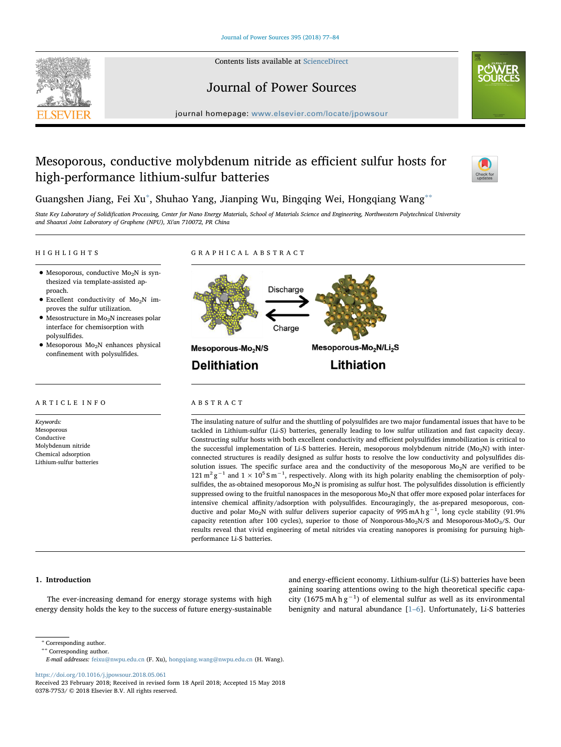Contents lists available at ScienceDirect

# Journal of Power Sources

journal homepage: www.elsevier.com/locate/jpowsour

# Mesoporous, conductive molybdenum nitride as efficient sulfur hosts for high-performance lithium-sulfur batteries

Guangshen Jiang, Fei Xu*, Shuhao Yang, Jianping Wu, Bingqing Wei, Hongqiang Wang**

*State Key Laboratory of Solidification Processing, Center for Nano Energy Materials, School of Materials Science and Engineering, Northwestern Polytechnical University and Shaanxi Joint Laboratory of Graphene (NPU), Xi'an 710072, PR China*

## HIGHLIGHTS

- Mesoporous, conductive $Mo_2N$ is synthesized via template-assisted approach.
- Excellent conductivity of $Mo_2N$ improves the sulfur utilization.
- Mesostructure in $Mo_2N$ increases polar interface for chemisorption with polysulfides.
- Mesoporous $Mo_2N$ enhances physical confinement with polysulfides.

## GRAPHICAL ABSTRACT

Discharge / Charge

Mesoporous-$Mo_2N$/S — **Delithiation**

Mesoporous-$Mo_2N$/$Li_2S$ — **Lithiation**

## ARTICLE INFO

*Keywords:*
Mesoporous
Conductive
Molybdenum nitride
Chemical adsorption
Lithium-sulfur batteries

## ABSTRACT

The insulating nature of sulfur and the shuttling of polysulfides are two major fundamental issues that have to be tackled in Lithium-sulfur (Li-S) batteries, generally leading to low sulfur utilization and fast capacity decay. Constructing sulfur hosts with both excellent conductivity and efficient polysulfides immobilization is critical to the successful implementation of Li-S batteries. Herein, mesoporous molybdenum nitride ($Mo_2N$) with interconnected structures is readily designed as sulfur hosts to resolve the low conductivity and polysulfides dissolution issues. The specific surface area and the conductivity of the mesoporous $Mo_2N$ are verified to be $121\ m^2\ g^{-1}$ and $1 \times 10^5\ S\ m^{-1}$, respectively. Along with its high polarity enabling the chemisorption of polysulfides, the as-obtained mesoporous $Mo_2N$ is promising as sulfur host. The polysulfides dissolution is efficiently suppressed owing to the fruitful nanospaces in the mesoporous $Mo_2N$ that offer more exposed polar interfaces for intensive chemical affinity/adsorption with polysulfides. Encouragingly, the as-prepared mesoporous, conductive and polar $Mo_2N$ with sulfur delivers superior capacity of $995\ mA\ h\ g^{-1}$, long cycle stability (91.9% capacity retention after 100 cycles), superior to those of Nonporous-$Mo_2N$/S and Mesoporous-$MoO_3$/S. Our results reveal that vivid engineering of metal nitrides via creating nanopores is promising for pursuing high-performance Li-S batteries.

## 1. Introduction

The ever-increasing demand for energy storage systems with high energy density holds the key to the success of future energy-sustainable and energy-efficient economy. Lithium-sulfur (Li-S) batteries have been gaining soaring attentions owing to the high theoretical specific capacity ($1675\ mA\ h\ g^{-1}$) of elemental sulfur as well as its environmental benignity and natural abundance [1–6]. Unfortunately, Li-S batteries

\* Corresponding author.
\*\* Corresponding author.
*E-mail addresses:* feixu@nwpu.edu.cn (F. Xu), hongqiang.wang@nwpu.edu.cn (H. Wang).

https://doi.org/10.1016/j.jpowsour.2018.05.061
Received 23 February 2018; Received in revised form 18 April 2018; Accepted 15 May 2018
0378-7753/ © 2018 Elsevier B.V. All rights reserved.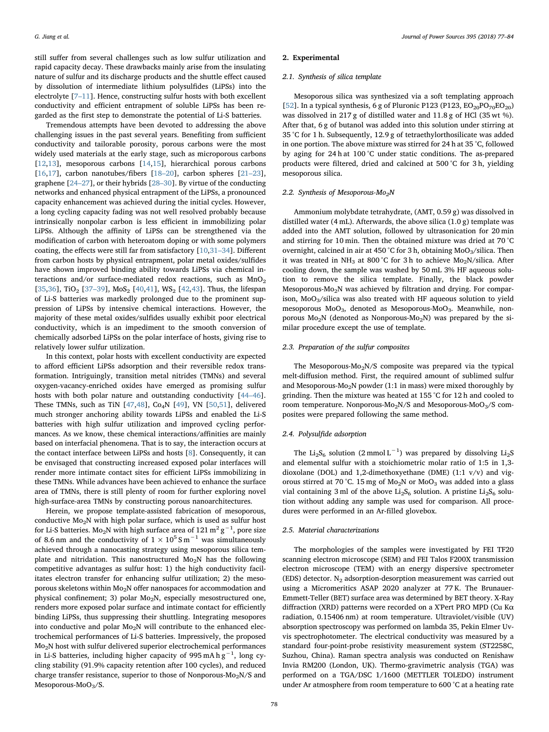still suffer from several challenges such as low sulfur utilization and rapid capacity decay. These drawbacks mainly arise from the insulating nature of sulfur and its discharge products and the shuttle effect caused by dissolution of intermediate lithium polysulfides (LiPSs) into the electrolyte [7–11]. Hence, constructing sulfur hosts with both excellent conductivity and efficient entrapment of soluble LiPSs has been regarded as the first step to demonstrate the potential of Li-S batteries.

Tremendous attempts have been devoted to addressing the above challenging issues in the past several years. Benefiting from sufficient conductivity and tailorable porosity, porous carbons were the most widely used materials at the early stage, such as microporous carbons [12,13], mesoporous carbons [14,15], hierarchical porous carbons [16,17], carbon nanotubes/fibers [18–20], carbon spheres [21–23], graphene [24–27], or their hybrids [28–30]. By virtue of the conducting networks and enhanced physical entrapment of the LiPSs, a pronounced capacity enhancement was achieved during the initial cycles. However, a long cycling capacity fading was not well resolved probably because intrinsically nonpolar carbon is less efficient in immobilizing polar LiPSs. Although the affinity of LiPSs can be strengthened via the modification of carbon with heteroatom doping or with some polymers coating, the effects were still far from satisfactory [10,31–34]. Different from carbon hosts by physical entrapment, polar metal oxides/sulfides have shown improved binding ability towards LiPSs via chemical interactions and/or surface-mediated redox reactions, such as $MnO_2$ [35,36], $TiO_2$ [37–39], $MoS_2$ [40,41], $WS_2$ [42,43]. Thus, the lifespan of Li-S batteries was markedly prolonged due to the prominent suppression of LiPSs by intensive chemical interactions. However, the majority of these metal oxides/sulfides usually exhibit poor electrical conductivity, which is an impediment to the smooth conversion of chemically adsorbed LiPSs on the polar interface of hosts, giving rise to relatively lower sulfur utilization.

In this context, polar hosts with excellent conductivity are expected to afford efficient LiPSs adsorption and their reversible redox transformation. Intriguingly, transition metal nitrides (TMNs) and several oxygen-vacancy-enriched oxides have emerged as promising sulfur hosts with both polar nature and outstanding conductivity [44–46]. These TMNs, such as TiN [47,48], $Co_4N$ [49], VN [50,51], delivered much stronger anchoring ability towards LiPSs and enabled the Li-S batteries with high sulfur utilization and improved cycling performances. As we know, these chemical interactions/affinities are mainly based on interfacial phenomena. That is to say, the interaction occurs at the contact interface between LiPSs and hosts [8]. Consequently, it can be envisaged that constructing increased exposed polar interfaces will render more intimate contact sites for efficient LiPSs immobilizing in these TMNs. While advances have been achieved to enhance the surface area of TMNs, there is still plenty of room for further exploring novel high-surface-area TMNs by constructing porous nanoarchitectures.

Herein, we propose template-assisted fabrication of mesoporous, conductive $Mo_2N$ with high polar surface, which is used as sulfur host for Li-S batteries. $Mo_2N$ with high surface area of $121\ m^2\ g^{-1}$, pore size of 8.6 nm and the conductivity of $1 \times 10^5\ S\ m^{-1}$ was simultaneously achieved through a nanocasting strategy using mesoporous silica template and nitridation. This nanostructured $Mo_2N$ has the following competitive advantages as sulfur host: 1) the high conductivity facilitates electron transfer for enhancing sulfur utilization; 2) the mesoporous skeletons within $Mo_2N$ offer nanospaces for accommodation and physical confinement; 3) polar $Mo_2N$, especially mesostructured one, renders more exposed polar surface and intimate contact for efficiently binding LiPSs, thus suppressing their shuttling. Integrating mesopores into conductive and polar $Mo_2N$ will contribute to the enhanced electrochemical performances of Li-S batteries. Impressively, the proposed $Mo_2N$ host with sulfur delivered superior electrochemical performances in Li-S batteries, including higher capacity of $995\ mA\ h\ g^{-1}$, long cycling stability (91.9% capacity retention after 100 cycles), and reduced charge transfer resistance, superior to those of Nonporous-$Mo_2N$/S and Mesoporous-$MoO_3$/S.

## 2. Experimental

### 2.1. Synthesis of silica template

Mesoporous silica was synthesized via a soft templating approach [52]. In a typical synthesis, 6 g of Pluronic P123 (P123, $EO_{20}PO_{70}EO_{20}$) was dissolved in 217 g of distilled water and 11.8 g of HCl (35 wt %). After that, 6 g of butanol was added into this solution under stirring at 35 °C for 1 h. Subsequently, 12.9 g of tetraethylorthosilicate was added in one portion. The above mixture was stirred for 24 h at 35 °C, followed by aging for 24 h at 100 °C under static conditions. The as-prepared products were filtered, dried and calcined at 500 °C for 3 h, yielding mesoporous silica.

### 2.2. Synthesis of Mesoporous-$Mo_2N$

Ammonium molybdate tetrahydrate, (AMT, 0.59 g) was dissolved in distilled water (4 mL). Afterwards, the above silica (1.0 g) template was added into the AMT solution, followed by ultrasonication for 20 min and stirring for 10 min. Then the obtained mixture was dried at 70 °C overnight, calcined in air at 450 °C for 3 h, obtaining $MoO_3$/silica. Then it was treated in $NH_3$ at 800 °C for 3 h to achieve $Mo_2N$/silica. After cooling down, the sample was washed by 50 mL 3% HF aqueous solution to remove the silica template. Finally, the black powder Mesoporous-$Mo_2N$ was achieved by filtration and drying. For comparison, $MoO_3$/silica was also treated with HF aqueous solution to yield mesoporous $MoO_3$, denoted as Mesoporous-$MoO_3$. Meanwhile, nonporous $Mo_2N$ (denoted as Nonporous-$Mo_2N$) was prepared by the similar procedure except the use of template.

### 2.3. Preparation of the sulfur composites

The Mesoporous-$Mo_2N$/S composite was prepared via the typical melt-diffusion method. First, the required amount of sublimed sulfur and Mesoporous-$Mo_2N$ powder (1:1 in mass) were mixed thoroughly by grinding. Then the mixture was heated at 155 °C for 12 h and cooled to room temperature. Nonporous-$Mo_2N$/S and Mesoporous-$MoO_3$/S composites were prepared following the same method.

### 2.4. Polysulfide adsorption

The $Li_2S_6$ solution ($2\ mmol\ L^{-1}$) was prepared by dissolving $Li_2S$ and elemental sulfur with a stoichiometric molar ratio of 1:5 in 1,3-dioxolane (DOL) and 1,2-dimethoxyethane (DME) (1:1 v/v) and vigorous stirred at 70 °C. 15 mg of $Mo_2N$ or $MoO_3$ was added into a glass vial containing 3 ml of the above $Li_2S_6$ solution. A pristine $Li_2S_6$ solution without adding any sample was used for comparison. All procedures were performed in an Ar-filled glovebox.

### 2.5. Material characterizations

The morphologies of the samples were investigated by FEI TF20 scanning electron microscope (SEM) and FEI Talos F200X transmission electron microscope (TEM) with an energy dispersive spectrometer (EDS) detector. $N_2$ adsorption-desorption measurement was carried out using a Micromeritics ASAP 2020 analyzer at 77 K. The Brunauer-Emmett-Teller (BET) surface area was determined by BET theory. X-Ray diffraction (XRD) patterns were recorded on a X'Pert PRO MPD (Cu Kα radiation, 0.15406 nm) at room temperature. Ultraviolet/visible (UV) absorption spectroscopy was performed on lambda 35, Pekin Elmer Uv-vis spectrophotometer. The electrical conductivity was measured by a standard four-point-probe resistivity measurement system (ST2258C, Suzhou, China). Raman spectra analysis was conducted on Renishaw Invia RM200 (London, UK). Thermo-gravimetric analysis (TGA) was performed on a TGA/DSC 1/1600 (METTLER TOLEDO) instrument under Ar atmosphere from room temperature to 600 °C at a heating rate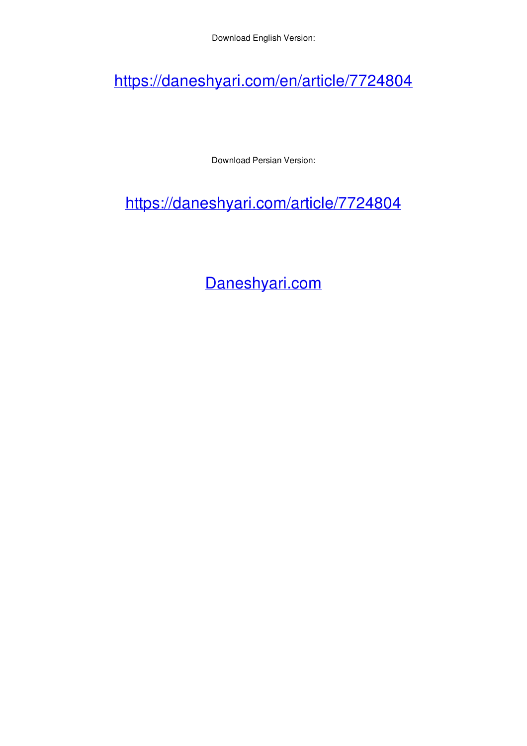Download English Version:

https://daneshyari.com/en/article/7724804

Download Persian Version:

https://daneshyari.com/article/7724804

Daneshyari.com